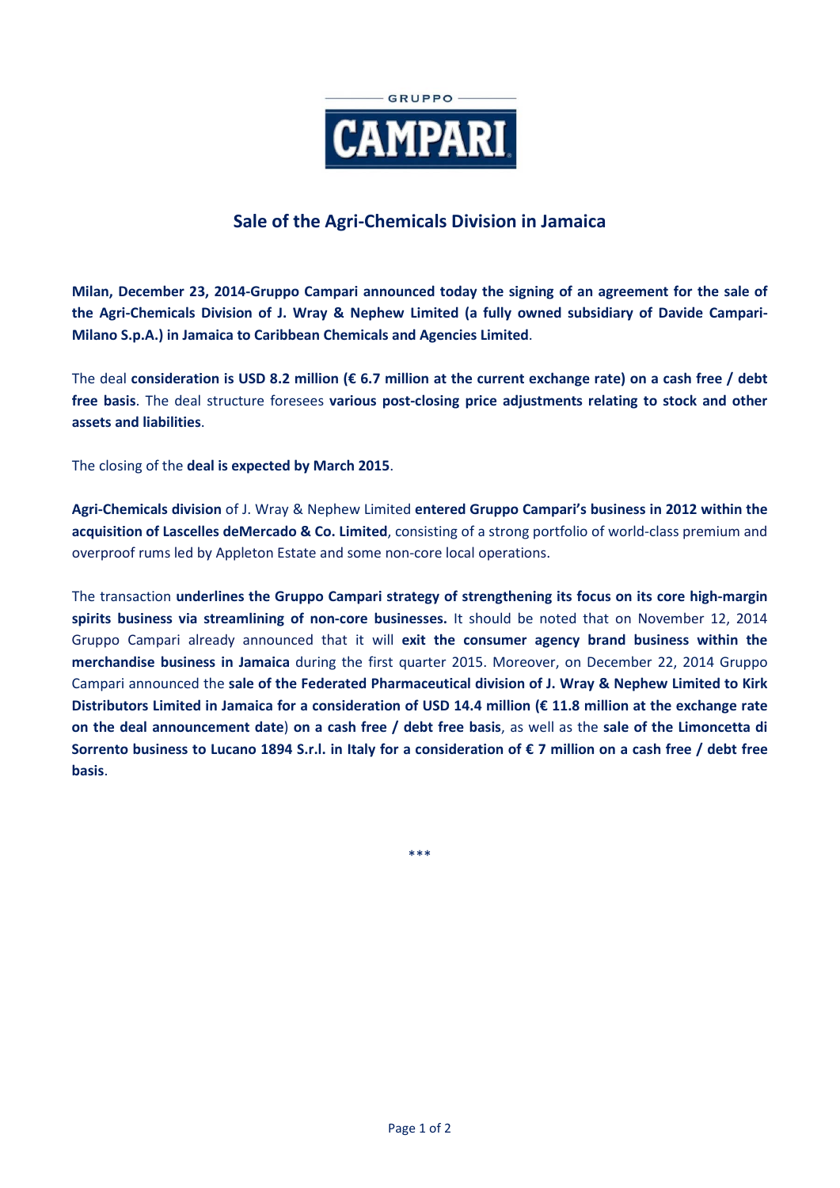GRUPPO

CAMPARI

# Sale of the Agri-Chemicals Division in Jamaica

**Milan, December 23, 2014-Gruppo Campari announced today the signing of an agreement for the sale of the Agri-Chemicals Division of J. Wray & Nephew Limited (a fully owned subsidiary of Davide Campari-Milano S.p.A.) in Jamaica to Caribbean Chemicals and Agencies Limited**.

The deal **consideration is USD 8.2 million (€ 6.7 million at the current exchange rate) on a cash free / debt free basis**. The deal structure foresees **various post-closing price adjustments relating to stock and other assets and liabilities**.

The closing of the **deal is expected by March 2015**.

**Agri-Chemicals division** of J. Wray & Nephew Limited **entered Gruppo Campari's business in 2012 within the acquisition of Lascelles deMercado & Co. Limited**, consisting of a strong portfolio of world-class premium and overproof rums led by Appleton Estate and some non-core local operations.

The transaction **underlines the Gruppo Campari strategy of strengthening its focus on its core high-margin spirits business via streamlining of non-core businesses.** It should be noted that on November 12, 2014 Gruppo Campari already announced that it will **exit the consumer agency brand business within the merchandise business in Jamaica** during the first quarter 2015. Moreover, on December 22, 2014 Gruppo Campari announced the **sale of the Federated Pharmaceutical division of J. Wray & Nephew Limited to Kirk Distributors Limited in Jamaica for a consideration of USD 14.4 million (€ 11.8 million at the exchange rate on the deal announcement date**) **on a cash free / debt free basis**, as well as the **sale of the Limoncetta di Sorrento business to Lucano 1894 S.r.l. in Italy for a consideration of € 7 million on a cash free / debt free basis**.

***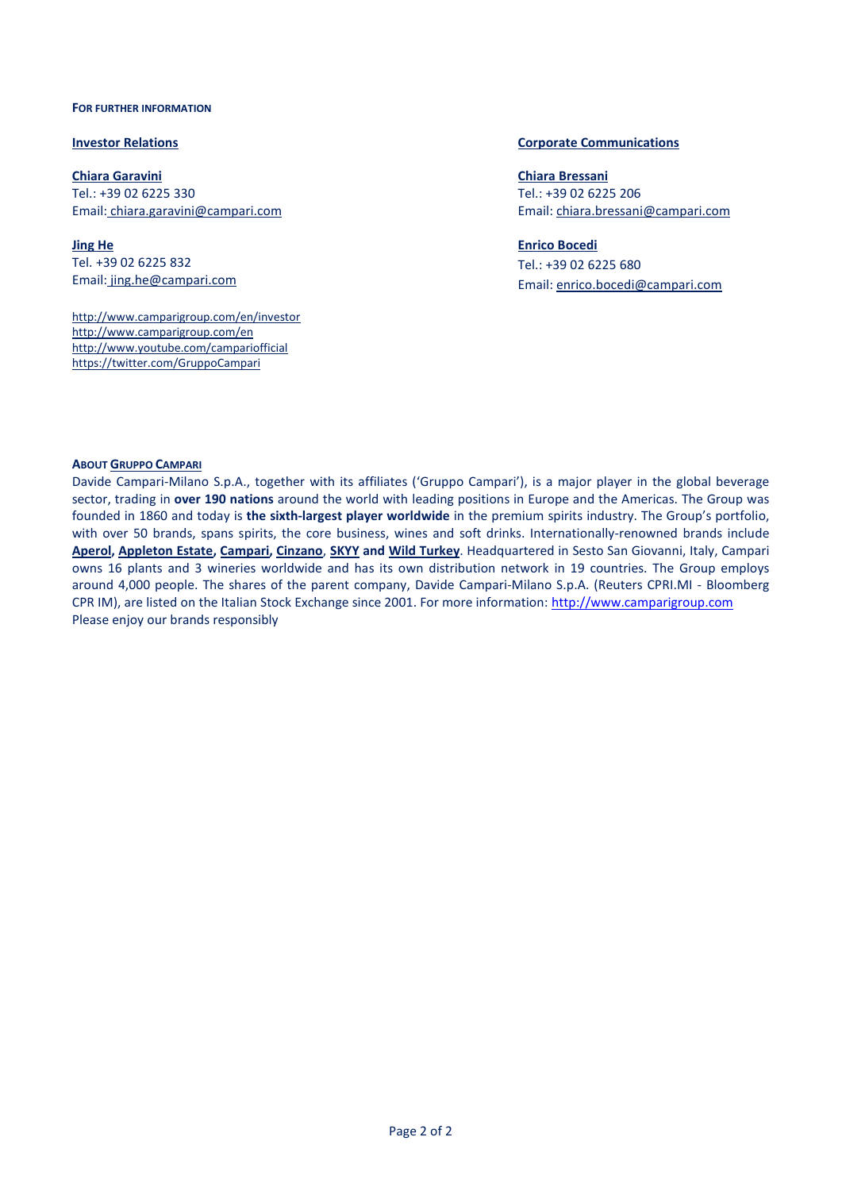**FOR FURTHER INFORMATION**

**Investor Relations**

**Chiara Garavini**
Tel.: +39 02 6225 330
Email: chiara.garavini@campari.com

**Jing He**
Tel. +39 02 6225 832
Email: jing.he@campari.com

http://www.camparigroup.com/en/investor
http://www.camparigroup.com/en
http://www.youtube.com/campariofficial
https://twitter.com/GruppoCampari

**Corporate Communications**

**Chiara Bressani**
Tel.: +39 02 6225 206
Email: chiara.bressani@campari.com

**Enrico Bocedi**
Tel.: +39 02 6225 680
Email: enrico.bocedi@campari.com

**ABOUT GRUPPO CAMPARI**

Davide Campari-Milano S.p.A., together with its affiliates ('Gruppo Campari'), is a major player in the global beverage sector, trading in **over 190 nations** around the world with leading positions in Europe and the Americas. The Group was founded in 1860 and today is **the sixth-largest player worldwide** in the premium spirits industry. The Group's portfolio, with over 50 brands, spans spirits, the core business, wines and soft drinks. Internationally-renowned brands include **Aperol, Appleton Estate, Campari, Cinzano, SKYY and Wild Turkey**. Headquartered in Sesto San Giovanni, Italy, Campari owns 16 plants and 3 wineries worldwide and has its own distribution network in 19 countries. The Group employs around 4,000 people. The shares of the parent company, Davide Campari-Milano S.p.A. (Reuters CPRI.MI - Bloomberg CPR IM), are listed on the Italian Stock Exchange since 2001. For more information: http://www.camparigroup.com
Please enjoy our brands responsibly